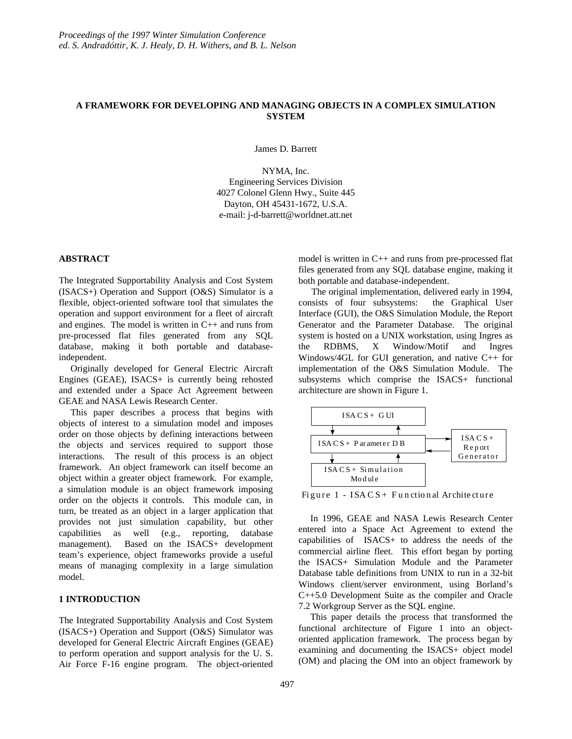# A FRAMEWORK FOR DEVELOPING AND MANAGING OBJECTS IN A COMPLEX SIMULATION SYSTEM

James D. Barrett

NYMA, Inc.
Engineering Services Division
4027 Colonel Glenn Hwy., Suite 445
Dayton, OH 45431-1672, U.S.A.
e-mail: j-d-barrett@worldnet.att.net

## ABSTRACT

The Integrated Supportability Analysis and Cost System (ISACS+) Operation and Support (O&S) Simulator is a flexible, object-oriented software tool that simulates the operation and support environment for a fleet of aircraft and engines. The model is written in C++ and runs from pre-processed flat files generated from any SQL database, making it both portable and database-independent.

Originally developed for General Electric Aircraft Engines (GEAE), ISACS+ is currently being rehosted and extended under a Space Act Agreement between GEAE and NASA Lewis Research Center.

This paper describes a process that begins with objects of interest to a simulation model and imposes order on those objects by defining interactions between the objects and services required to support those interactions. The result of this process is an object framework. An object framework can itself become an object within a greater object framework. For example, a simulation module is an object framework imposing order on the objects it controls. This module can, in turn, be treated as an object in a larger application that provides not just simulation capability, but other capabilities as well (e.g., reporting, database management). Based on the ISACS+ development team's experience, object frameworks provide a useful means of managing complexity in a large simulation model.

## 1 INTRODUCTION

The Integrated Supportability Analysis and Cost System (ISACS+) Operation and Support (O&S) Simulator was developed for General Electric Aircraft Engines (GEAE) to perform operation and support analysis for the U. S. Air Force F-16 engine program. The object-oriented model is written in C++ and runs from pre-processed flat files generated from any SQL database engine, making it both portable and database-independent.

The original implementation, delivered early in 1994, consists of four subsystems: the Graphical User Interface (GUI), the O&S Simulation Module, the Report Generator and the Parameter Database. The original system is hosted on a UNIX workstation, using Ingres as the RDBMS, X Window/Motif and Ingres Windows/4GL for GUI generation, and native C++ for implementation of the O&S Simulation Module. The subsystems which comprise the ISACS+ functional architecture are shown in Figure 1.

ISACS+ GUI

ISACS+ Parameter DB

ISACS+ Report Generator

ISACS+ Simulation Module

Figure 1 - ISACS+ Functional Architecture

In 1996, GEAE and NASA Lewis Research Center entered into a Space Act Agreement to extend the capabilities of ISACS+ to address the needs of the commercial airline fleet. This effort began by porting the ISACS+ Simulation Module and the Parameter Database table definitions from UNIX to run in a 32-bit Windows client/server environment, using Borland's C++5.0 Development Suite as the compiler and Oracle 7.2 Workgroup Server as the SQL engine.

This paper details the process that transformed the functional architecture of Figure 1 into an object-oriented application framework. The process began by examining and documenting the ISACS+ object model (OM) and placing the OM into an object framework by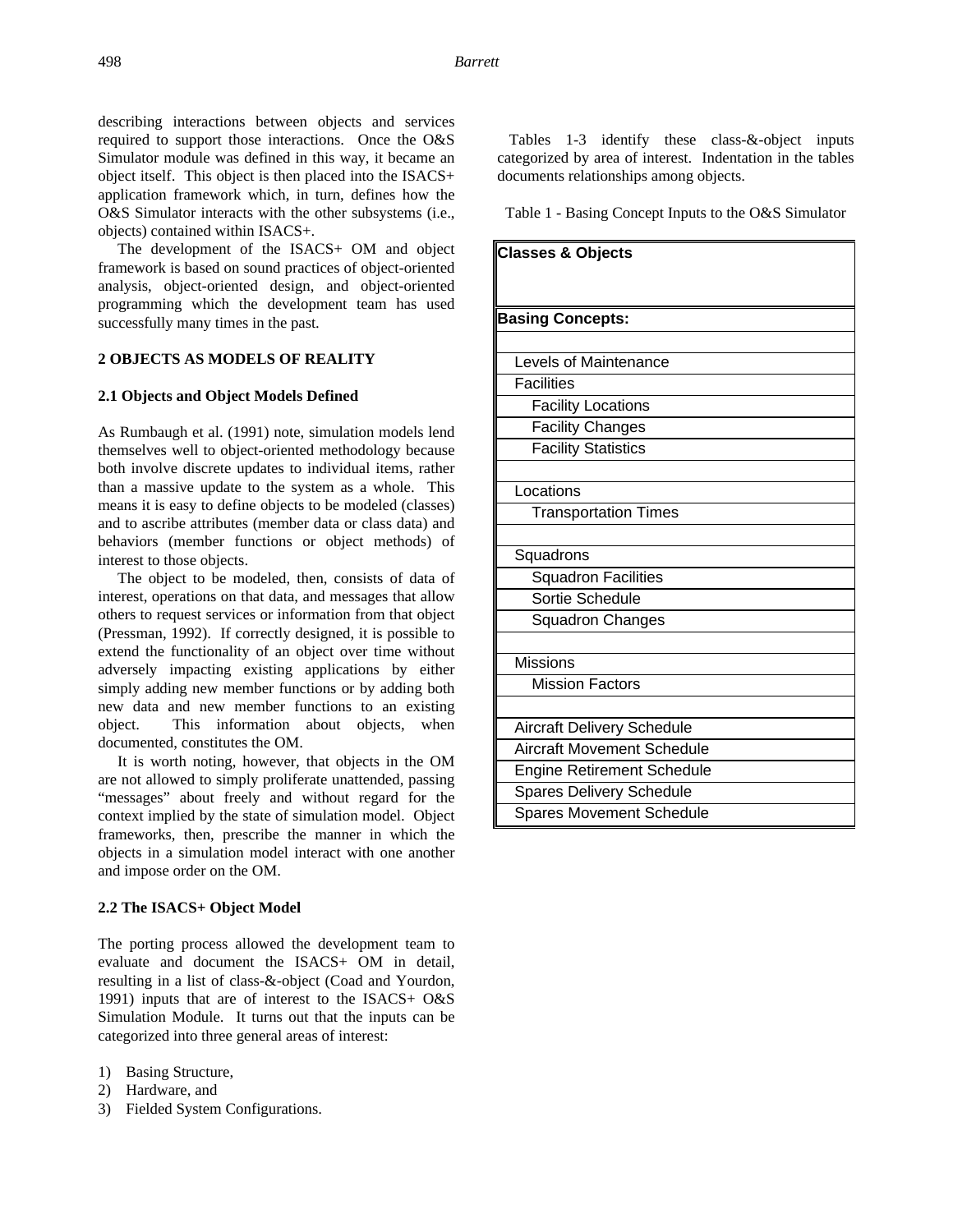describing interactions between objects and services required to support those interactions. Once the O&S Simulator module was defined in this way, it became an object itself. This object is then placed into the ISACS+ application framework which, in turn, defines how the O&S Simulator interacts with the other subsystems (i.e., objects) contained within ISACS+.

The development of the ISACS+ OM and object framework is based on sound practices of object-oriented analysis, object-oriented design, and object-oriented programming which the development team has used successfully many times in the past.

## 2 OBJECTS AS MODELS OF REALITY

### 2.1 Objects and Object Models Defined

As Rumbaugh et al. (1991) note, simulation models lend themselves well to object-oriented methodology because both involve discrete updates to individual items, rather than a massive update to the system as a whole. This means it is easy to define objects to be modeled (classes) and to ascribe attributes (member data or class data) and behaviors (member functions or object methods) of interest to those objects.

The object to be modeled, then, consists of data of interest, operations on that data, and messages that allow others to request services or information from that object (Pressman, 1992). If correctly designed, it is possible to extend the functionality of an object over time without adversely impacting existing applications by either simply adding new member functions or by adding both new data and new member functions to an existing object. This information about objects, when documented, constitutes the OM.

It is worth noting, however, that objects in the OM are not allowed to simply proliferate unattended, passing “messages” about freely and without regard for the context implied by the state of simulation model. Object frameworks, then, prescribe the manner in which the objects in a simulation model interact with one another and impose order on the OM.

### 2.2 The ISACS+ Object Model

The porting process allowed the development team to evaluate and document the ISACS+ OM in detail, resulting in a list of class-&-object (Coad and Yourdon, 1991) inputs that are of interest to the ISACS+ O&S Simulation Module. It turns out that the inputs can be categorized into three general areas of interest:

1) Basing Structure,
2) Hardware, and
3) Fielded System Configurations.

Tables 1-3 identify these class-&-object inputs categorized by area of interest. Indentation in the tables documents relationships among objects.

Table 1 - Basing Concept Inputs to the O&S Simulator

| **Classes & Objects** |
|---|
| **Basing Concepts:** |
| |
| Levels of Maintenance |
| Facilities |
| &nbsp;&nbsp;&nbsp;&nbsp;Facility Locations |
| &nbsp;&nbsp;&nbsp;&nbsp;Facility Changes |
| &nbsp;&nbsp;&nbsp;&nbsp;Facility Statistics |
| |
| Locations |
| &nbsp;&nbsp;&nbsp;&nbsp;Transportation Times |
| |
| Squadrons |
| &nbsp;&nbsp;&nbsp;&nbsp;Squadron Facilities |
| &nbsp;&nbsp;&nbsp;&nbsp;Sortie Schedule |
| &nbsp;&nbsp;&nbsp;&nbsp;Squadron Changes |
| |
| Missions |
| &nbsp;&nbsp;&nbsp;&nbsp;Mission Factors |
| |
| Aircraft Delivery Schedule |
| Aircraft Movement Schedule |
| Engine Retirement Schedule |
| Spares Delivery Schedule |
| Spares Movement Schedule |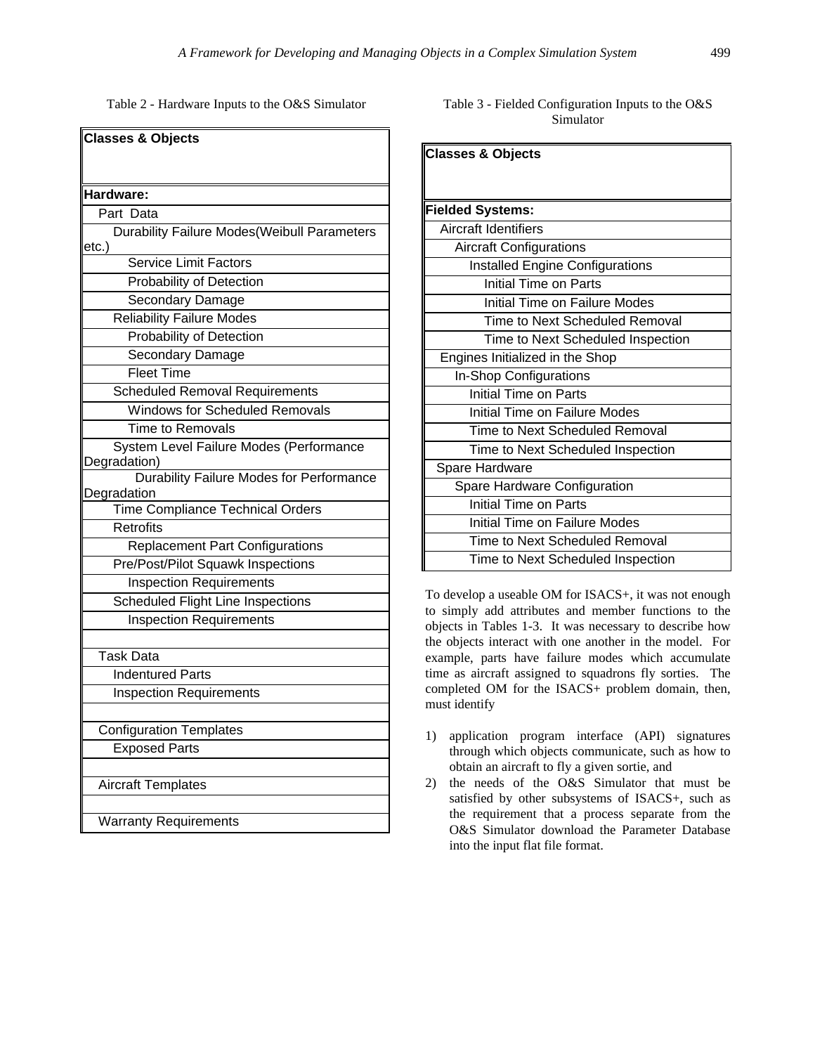Table 2 - Hardware Inputs to the O&S Simulator

| Classes & Objects |
|---|
| **Hardware:** |
| Part Data |
| Durability Failure Modes(Weibull Parameters etc.) |
| Service Limit Factors |
| Probability of Detection |
| Secondary Damage |
| Reliability Failure Modes |
| Probability of Detection |
| Secondary Damage |
| Fleet Time |
| Scheduled Removal Requirements |
| Windows for Scheduled Removals |
| Time to Removals |
| System Level Failure Modes (Performance Degradation) |
| Durability Failure Modes for Performance Degradation |
| Time Compliance Technical Orders |
| Retrofits |
| Replacement Part Configurations |
| Pre/Post/Pilot Squawk Inspections |
| Inspection Requirements |
| Scheduled Flight Line Inspections |
| Inspection Requirements |
| |
| Task Data |
| Indentured Parts |
| Inspection Requirements |
| |
| Configuration Templates |
| Exposed Parts |
| |
| Aircraft Templates |
| |
| Warranty Requirements |

Table 3 - Fielded Configuration Inputs to the O&S Simulator

| Classes & Objects |
|---|
| **Fielded Systems:** |
| Aircraft Identifiers |
| Aircraft Configurations |
| Installed Engine Configurations |
| Initial Time on Parts |
| Initial Time on Failure Modes |
| Time to Next Scheduled Removal |
| Time to Next Scheduled Inspection |
| Engines Initialized in the Shop |
| In-Shop Configurations |
| Initial Time on Parts |
| Initial Time on Failure Modes |
| Time to Next Scheduled Removal |
| Time to Next Scheduled Inspection |
| Spare Hardware |
| Spare Hardware Configuration |
| Initial Time on Parts |
| Initial Time on Failure Modes |
| Time to Next Scheduled Removal |
| Time to Next Scheduled Inspection |

To develop a useable OM for ISACS+, it was not enough to simply add attributes and member functions to the objects in Tables 1-3. It was necessary to describe how the objects interact with one another in the model. For example, parts have failure modes which accumulate time as aircraft assigned to squadrons fly sorties. The completed OM for the ISACS+ problem domain, then, must identify

1) application program interface (API) signatures through which objects communicate, such as how to obtain an aircraft to fly a given sortie, and
2) the needs of the O&S Simulator that must be satisfied by other subsystems of ISACS+, such as the requirement that a process separate from the O&S Simulator download the Parameter Database into the input flat file format.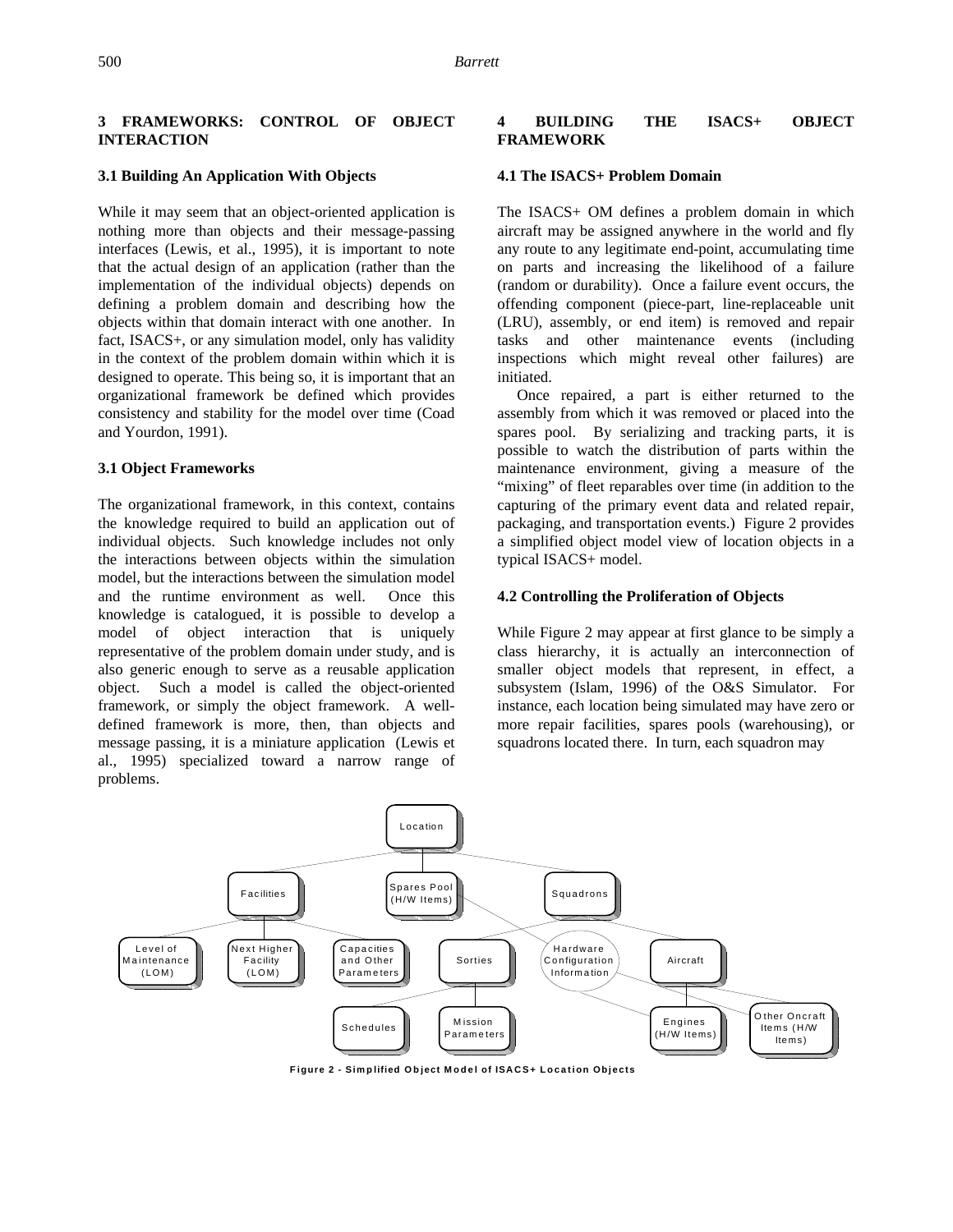## 3 FRAMEWORKS: CONTROL OF OBJECT INTERACTION

### 3.1 Building An Application With Objects

While it may seem that an object-oriented application is nothing more than objects and their message-passing interfaces (Lewis, et al., 1995), it is important to note that the actual design of an application (rather than the implementation of the individual objects) depends on defining a problem domain and describing how the objects within that domain interact with one another. In fact, ISACS+, or any simulation model, only has validity in the context of the problem domain within which it is designed to operate. This being so, it is important that an organizational framework be defined which provides consistency and stability for the model over time (Coad and Yourdon, 1991).

### 3.1 Object Frameworks

The organizational framework, in this context, contains the knowledge required to build an application out of individual objects. Such knowledge includes not only the interactions between objects within the simulation model, but the interactions between the simulation model and the runtime environment as well. Once this knowledge is catalogued, it is possible to develop a model of object interaction that is uniquely representative of the problem domain under study, and is also generic enough to serve as a reusable application object. Such a model is called the object-oriented framework, or simply the object framework. A well-defined framework is more, then, than objects and message passing, it is a miniature application (Lewis et al., 1995) specialized toward a narrow range of problems.

## 4 BUILDING THE ISACS+ OBJECT FRAMEWORK

### 4.1 The ISACS+ Problem Domain

The ISACS+ OM defines a problem domain in which aircraft may be assigned anywhere in the world and fly any route to any legitimate end-point, accumulating time on parts and increasing the likelihood of a failure (random or durability). Once a failure event occurs, the offending component (piece-part, line-replaceable unit (LRU), assembly, or end item) is removed and repair tasks and other maintenance events (including inspections which might reveal other failures) are initiated.

Once repaired, a part is either returned to the assembly from which it was removed or placed into the spares pool. By serializing and tracking parts, it is possible to watch the distribution of parts within the maintenance environment, giving a measure of the "mixing" of fleet reparables over time (in addition to the capturing of the primary event data and related repair, packaging, and transportation events.) Figure 2 provides a simplified object model view of location objects in a typical ISACS+ model.

### 4.2 Controlling the Proliferation of Objects

While Figure 2 may appear at first glance to be simply a class hierarchy, it is actually an interconnection of smaller object models that represent, in effect, a subsystem (Islam, 1996) of the O&S Simulator. For instance, each location being simulated may have zero or more repair facilities, spares pools (warehousing), or squadrons located there. In turn, each squadron may

Figure 2 - Simplified Object Model of ISACS+ Location Objects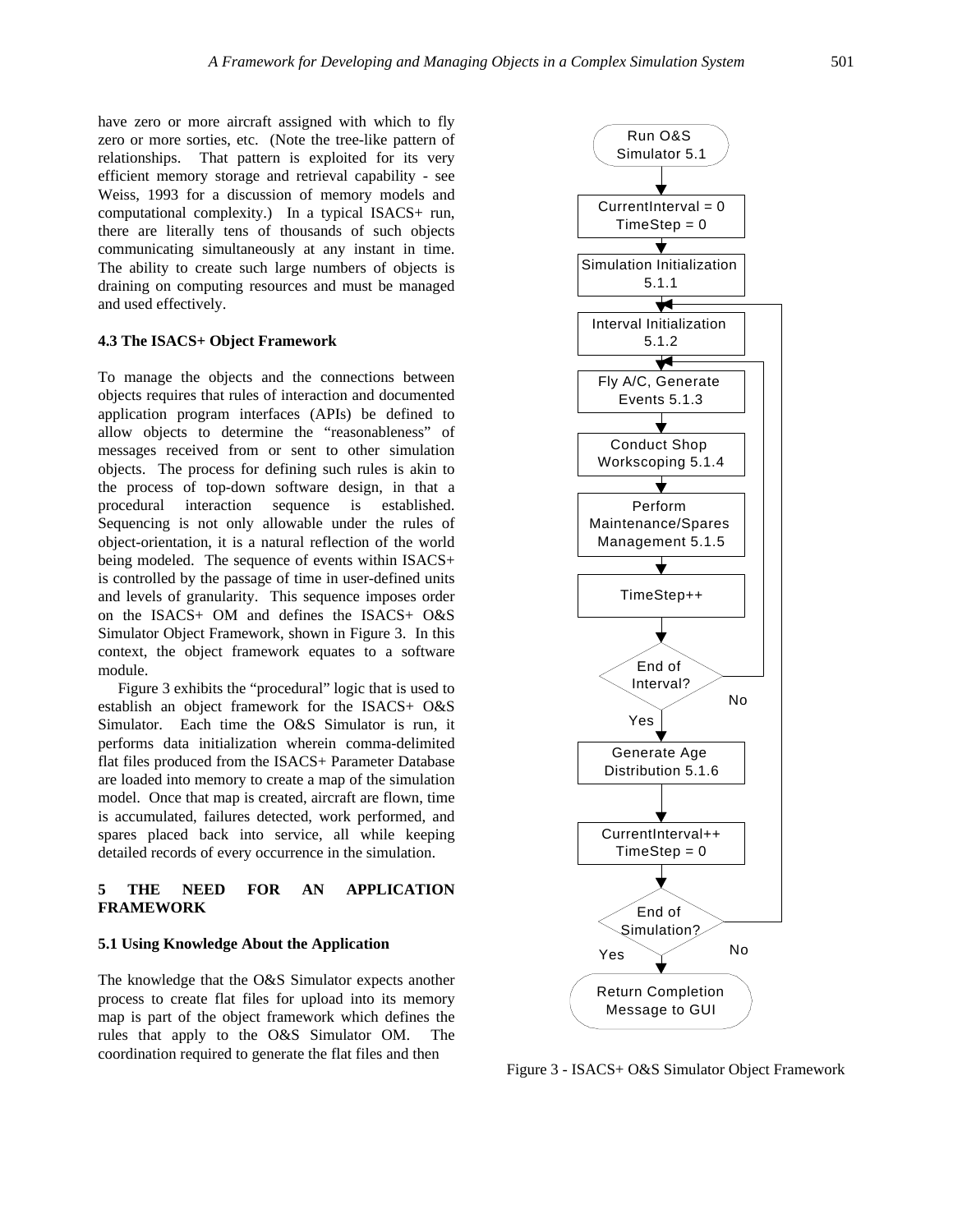have zero or more aircraft assigned with which to fly zero or more sorties, etc. (Note the tree-like pattern of relationships. That pattern is exploited for its very efficient memory storage and retrieval capability - see Weiss, 1993 for a discussion of memory models and computational complexity.) In a typical ISACS+ run, there are literally tens of thousands of such objects communicating simultaneously at any instant in time. The ability to create such large numbers of objects is draining on computing resources and must be managed and used effectively.

### 4.3 The ISACS+ Object Framework

To manage the objects and the connections between objects requires that rules of interaction and documented application program interfaces (APIs) be defined to allow objects to determine the "reasonableness" of messages received from or sent to other simulation objects. The process for defining such rules is akin to the process of top-down software design, in that a procedural interaction sequence is established. Sequencing is not only allowable under the rules of object-orientation, it is a natural reflection of the world being modeled. The sequence of events within ISACS+ is controlled by the passage of time in user-defined units and levels of granularity. This sequence imposes order on the ISACS+ OM and defines the ISACS+ O&S Simulator Object Framework, shown in Figure 3. In this context, the object framework equates to a software module.

Figure 3 exhibits the "procedural" logic that is used to establish an object framework for the ISACS+ O&S Simulator. Each time the O&S Simulator is run, it performs data initialization wherein comma-delimited flat files produced from the ISACS+ Parameter Database are loaded into memory to create a map of the simulation model. Once that map is created, aircraft are flown, time is accumulated, failures detected, work performed, and spares placed back into service, all while keeping detailed records of every occurrence in the simulation.

Run O&S Simulator 5.1

CurrentInterval = 0
TimeStep = 0

Simulation Initialization 5.1.1

Interval Initialization 5.1.2

Fly A/C, Generate Events 5.1.3

Conduct Shop Workscoping 5.1.4

Perform Maintenance/Spares Management 5.1.5

TimeStep++

End of Interval? (No / Yes)

Generate Age Distribution 5.1.6

CurrentInterval++
TimeStep = 0

End of Simulation? (No / Yes)

Return Completion Message to GUI

Figure 3 - ISACS+ O&S Simulator Object Framework

## 5 THE NEED FOR AN APPLICATION FRAMEWORK

### 5.1 Using Knowledge About the Application

The knowledge that the O&S Simulator expects another process to create flat files for upload into its memory map is part of the object framework which defines the rules that apply to the O&S Simulator OM. The coordination required to generate the flat files and then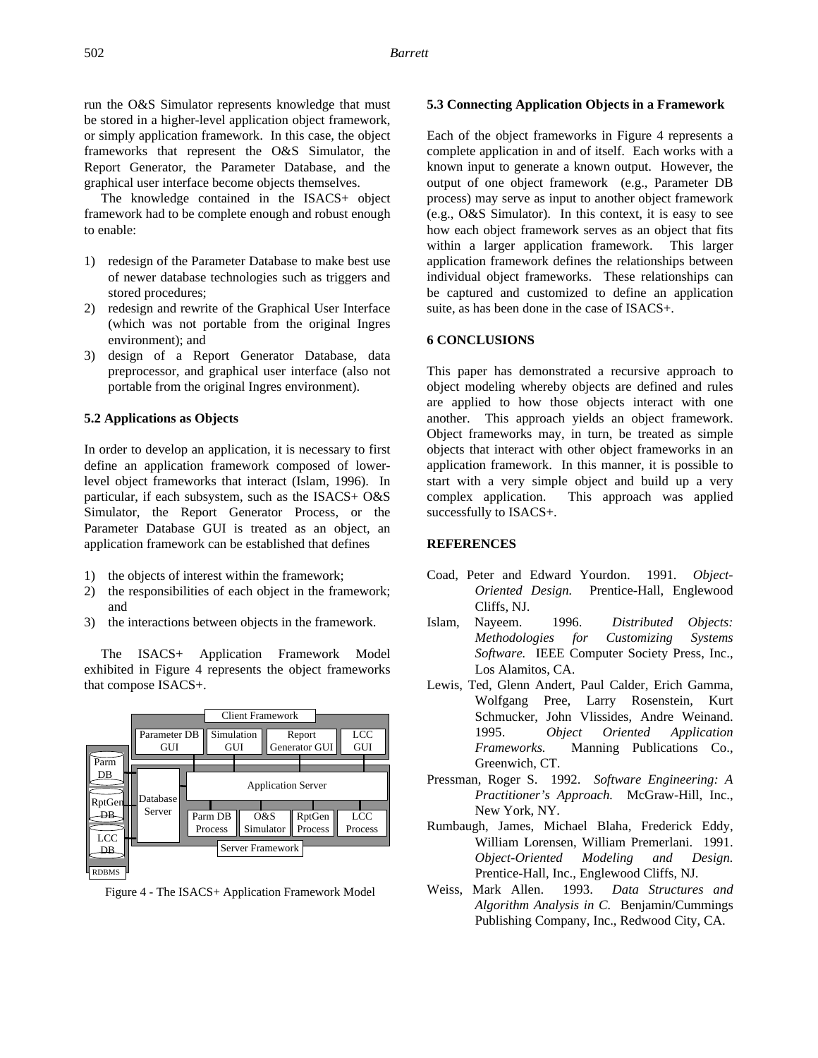run the O&S Simulator represents knowledge that must be stored in a higher-level application object framework, or simply application framework. In this case, the object frameworks that represent the O&S Simulator, the Report Generator, the Parameter Database, and the graphical user interface become objects themselves.

The knowledge contained in the ISACS+ object framework had to be complete enough and robust enough to enable:

1) redesign of the Parameter Database to make best use of newer database technologies such as triggers and stored procedures;
2) redesign and rewrite of the Graphical User Interface (which was not portable from the original Ingres environment); and
3) design of a Report Generator Database, data preprocessor, and graphical user interface (also not portable from the original Ingres environment).

### 5.2 Applications as Objects

In order to develop an application, it is necessary to first define an application framework composed of lower-level object frameworks that interact (Islam, 1996). In particular, if each subsystem, such as the ISACS+ O&S Simulator, the Report Generator Process, or the Parameter Database GUI is treated as an object, an application framework can be established that defines

1) the objects of interest within the framework;
2) the responsibilities of each object in the framework; and
3) the interactions between objects in the framework.

The ISACS+ Application Framework Model exhibited in Figure 4 represents the object frameworks that compose ISACS+.

Figure 4 - The ISACS+ Application Framework Model

### 5.3 Connecting Application Objects in a Framework

Each of the object frameworks in Figure 4 represents a complete application in and of itself. Each works with a known input to generate a known output. However, the output of one object framework (e.g., Parameter DB process) may serve as input to another object framework (e.g., O&S Simulator). In this context, it is easy to see how each object framework serves as an object that fits within a larger application framework. This larger application framework defines the relationships between individual object frameworks. These relationships can be captured and customized to define an application suite, as has been done in the case of ISACS+.

## 6 CONCLUSIONS

This paper has demonstrated a recursive approach to object modeling whereby objects are defined and rules are applied to how those objects interact with one another. This approach yields an object framework. Object frameworks may, in turn, be treated as simple objects that interact with other object frameworks in an application framework. In this manner, it is possible to start with a very simple object and build up a very complex application. This approach was applied successfully to ISACS+.

## REFERENCES

Coad, Peter and Edward Yourdon. 1991. *Object-Oriented Design.* Prentice-Hall, Englewood Cliffs, NJ.

Islam, Nayeem. 1996. *Distributed Objects: Methodologies for Customizing Systems Software.* IEEE Computer Society Press, Inc., Los Alamitos, CA.

Lewis, Ted, Glenn Andert, Paul Calder, Erich Gamma, Wolfgang Pree, Larry Rosenstein, Kurt Schmucker, John Vlissides, Andre Weinand. 1995. *Object Oriented Application Frameworks.* Manning Publications Co., Greenwich, CT.

Pressman, Roger S. 1992. *Software Engineering: A Practitioner's Approach.* McGraw-Hill, Inc., New York, NY.

Rumbaugh, James, Michael Blaha, Frederick Eddy, William Lorensen, William Premerlani. 1991. *Object-Oriented Modeling and Design.* Prentice-Hall, Inc., Englewood Cliffs, NJ.

Weiss, Mark Allen. 1993. *Data Structures and Algorithm Analysis in C.* Benjamin/Cummings Publishing Company, Inc., Redwood City, CA.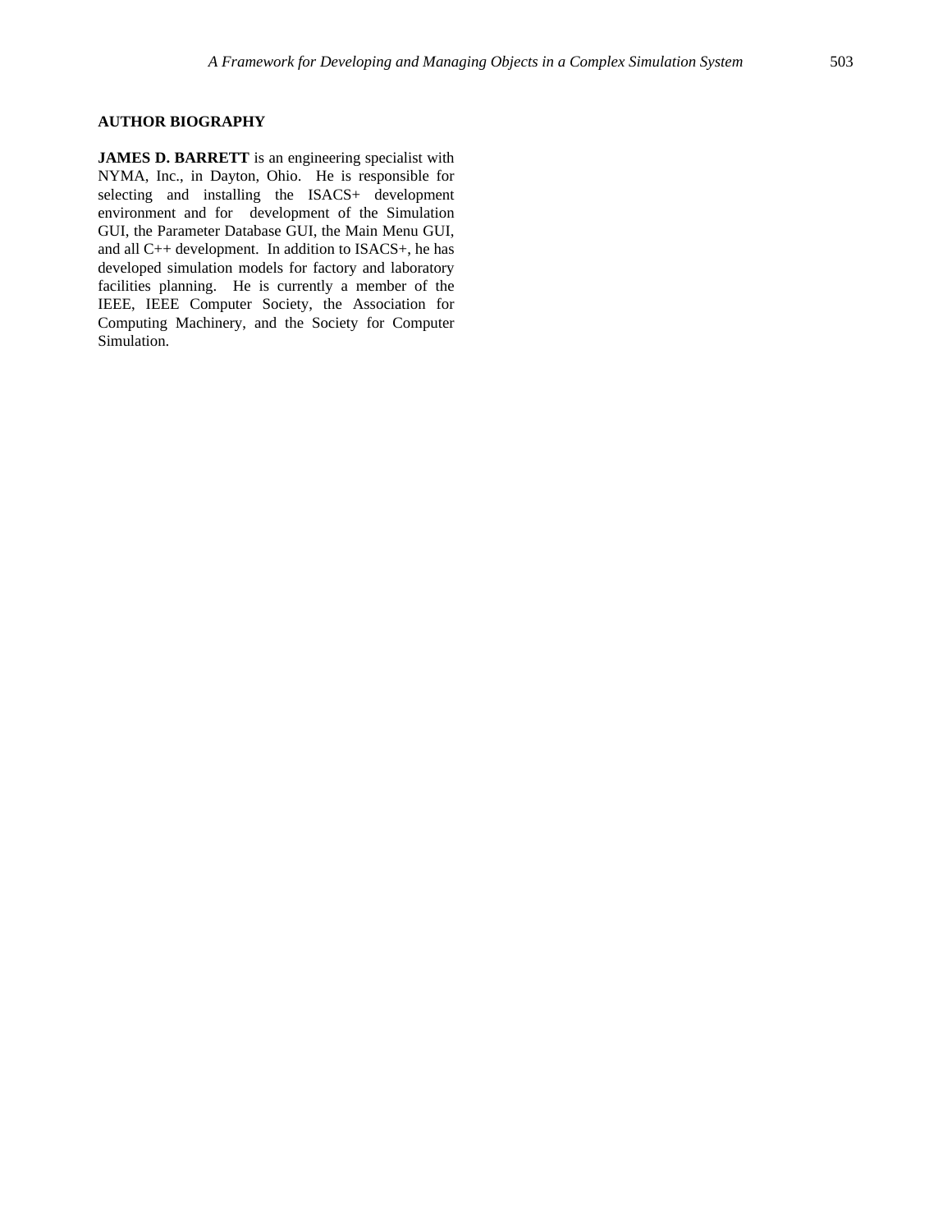## AUTHOR BIOGRAPHY

**JAMES D. BARRETT** is an engineering specialist with NYMA, Inc., in Dayton, Ohio. He is responsible for selecting and installing the ISACS+ development environment and for development of the Simulation GUI, the Parameter Database GUI, the Main Menu GUI, and all C++ development. In addition to ISACS+, he has developed simulation models for factory and laboratory facilities planning. He is currently a member of the IEEE, IEEE Computer Society, the Association for Computing Machinery, and the Society for Computer Simulation.